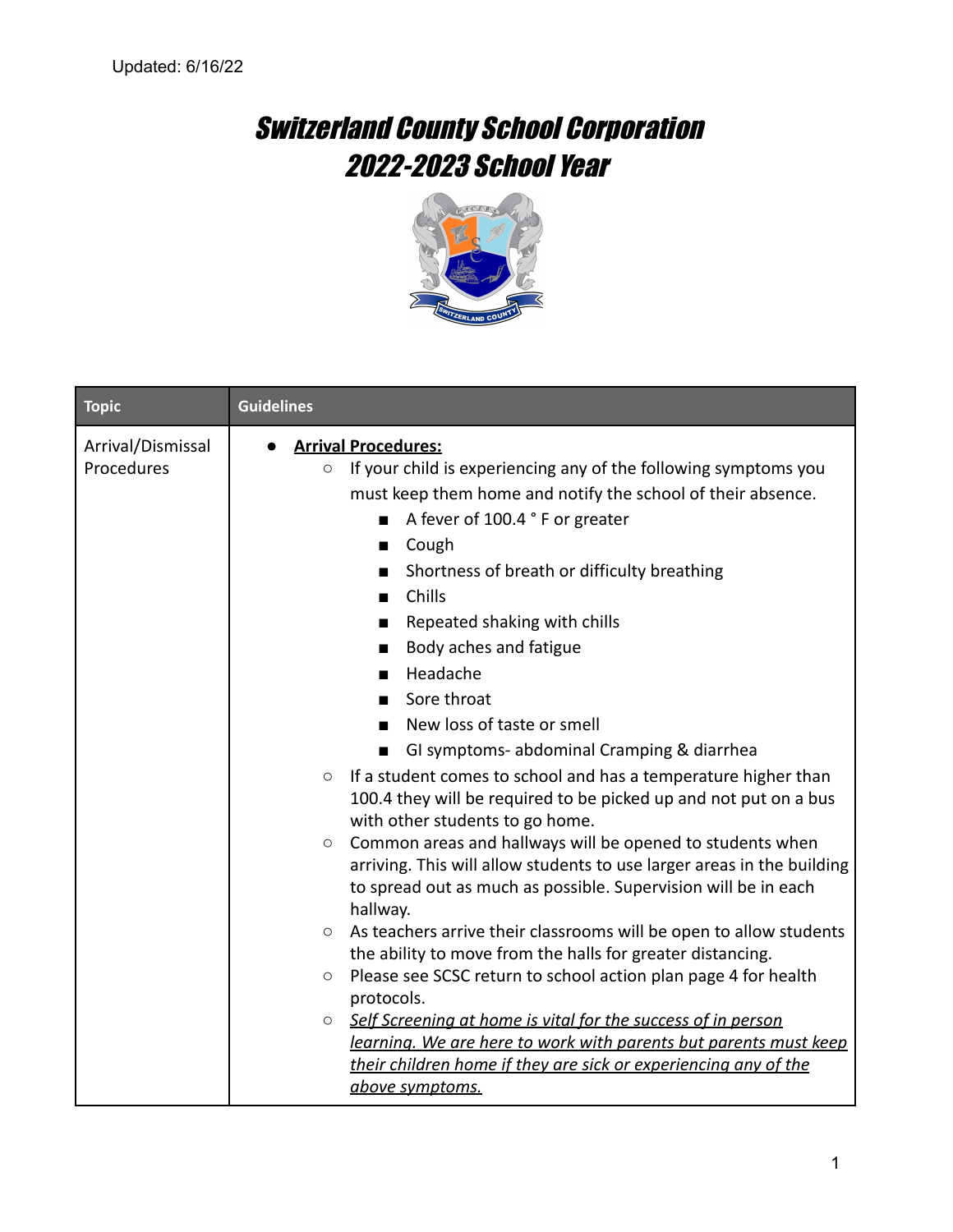Updated: 6/16/22

# *Switzerland County School Corporation*
# *2022-2023 School Year*

| Topic | Guidelines |
| --- | --- |
| Arrival/Dismissal Procedures | • **Arrival Procedures:**<br>○ If your child is experiencing any of the following symptoms you must keep them home and notify the school of their absence.<br>■ A fever of 100.4 ° F or greater<br>■ Cough<br>■ Shortness of breath or difficulty breathing<br>■ Chills<br>■ Repeated shaking with chills<br>■ Body aches and fatigue<br>■ Headache<br>■ Sore throat<br>■ New loss of taste or smell<br>■ GI symptoms- abdominal Cramping & diarrhea<br>○ If a student comes to school and has a temperature higher than 100.4 they will be required to be picked up and not put on a bus with other students to go home.<br>○ Common areas and hallways will be opened to students when arriving. This will allow students to use larger areas in the building to spread out as much as possible. Supervision will be in each hallway.<br>○ As teachers arrive their classrooms will be open to allow students the ability to move from the halls for greater distancing.<br>○ Please see SCSC return to school action plan page 4 for health protocols.<br>○ *Self Screening at home is vital for the success of in person learning. We are here to work with parents but parents must keep their children home if they are sick or experiencing any of the above symptoms.* |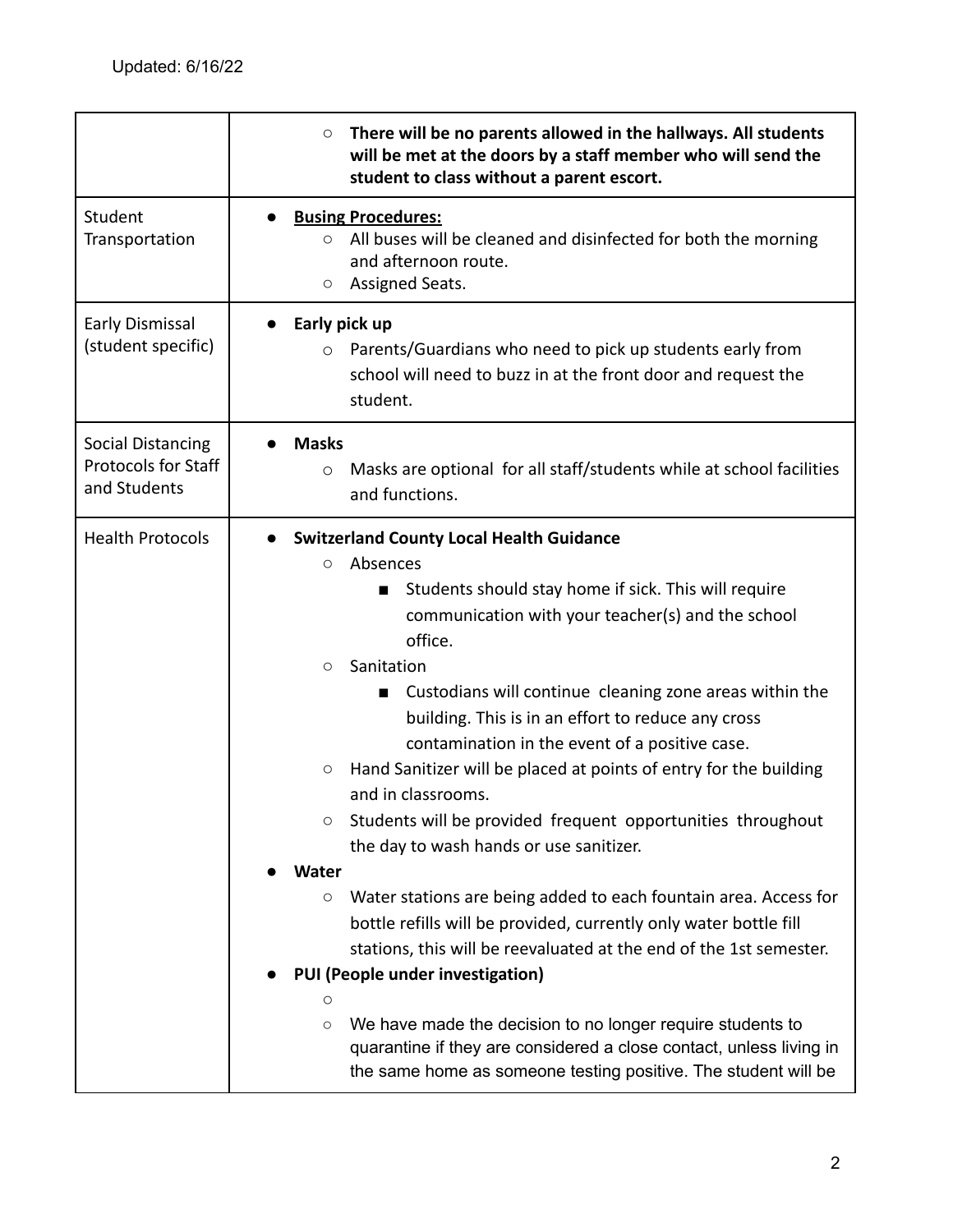| | |
|---|---|
| | ○ **There will be no parents allowed in the hallways. All students will be met at the doors by a staff member who will send the student to class without a parent escort.** |
| Student Transportation | ● **Busing Procedures:**<br>○ All buses will be cleaned and disinfected for both the morning and afternoon route.<br>○ Assigned Seats. |
| Early Dismissal (student specific) | ● **Early pick up**<br>○ Parents/Guardians who need to pick up students early from school will need to buzz in at the front door and request the student. |
| Social Distancing Protocols for Staff and Students | ● **Masks**<br>○ Masks are optional for all staff/students while at school facilities and functions. |
| Health Protocols | ● **Switzerland County Local Health Guidance**<br>○ Absences<br>■ Students should stay home if sick. This will require communication with your teacher(s) and the school office.<br>○ Sanitation<br>■ Custodians will continue cleaning zone areas within the building. This is in an effort to reduce any cross contamination in the event of a positive case.<br>○ Hand Sanitizer will be placed at points of entry for the building and in classrooms.<br>○ Students will be provided frequent opportunities throughout the day to wash hands or use sanitizer.<br>● **Water**<br>○ Water stations are being added to each fountain area. Access for bottle refills will be provided, currently only water bottle fill stations, this will be reevaluated at the end of the 1st semester.<br>● **PUI (People under investigation)**<br>○<br>○ We have made the decision to no longer require students to quarantine if they are considered a close contact, unless living in the same home as someone testing positive. The student will be |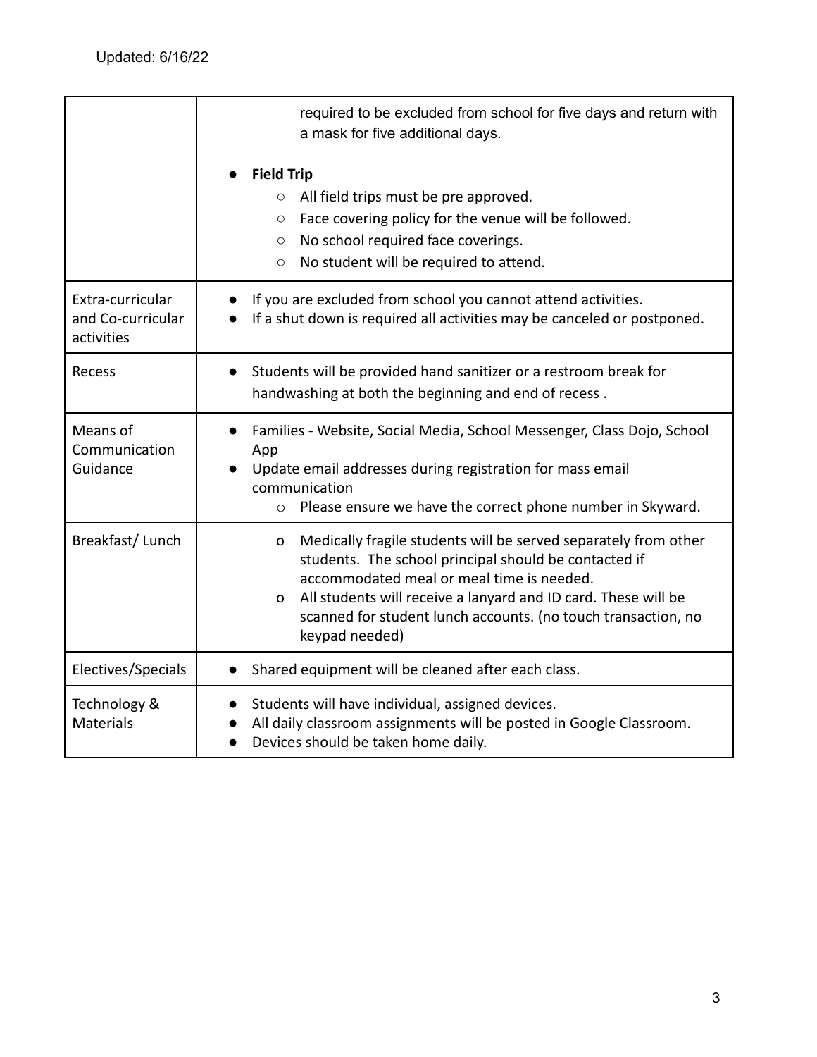| | |
|---|---|
| | required to be excluded from school for five days and return with a mask for five additional days.<br><br>● **Field Trip**<br>○ All field trips must be pre approved.<br>○ Face covering policy for the venue will be followed.<br>○ No school required face coverings.<br>○ No student will be required to attend. |
| Extra-curricular and Co-curricular activities | ● If you are excluded from school you cannot attend activities.<br>● If a shut down is required all activities may be canceled or postponed. |
| Recess | ● Students will be provided hand sanitizer or a restroom break for handwashing at both the beginning and end of recess . |
| Means of Communication Guidance | ● Families - Website, Social Media, School Messenger, Class Dojo, School App<br>● Update email addresses during registration for mass email communication<br>○ Please ensure we have the correct phone number in Skyward. |
| Breakfast/ Lunch | o Medically fragile students will be served separately from other students. The school principal should be contacted if accommodated meal or meal time is needed.<br>o All students will receive a lanyard and ID card. These will be scanned for student lunch accounts. (no touch transaction, no keypad needed) |
| Electives/Specials | ● Shared equipment will be cleaned after each class. |
| Technology & Materials | ● Students will have individual, assigned devices.<br>● All daily classroom assignments will be posted in Google Classroom.<br>● Devices should be taken home daily. |